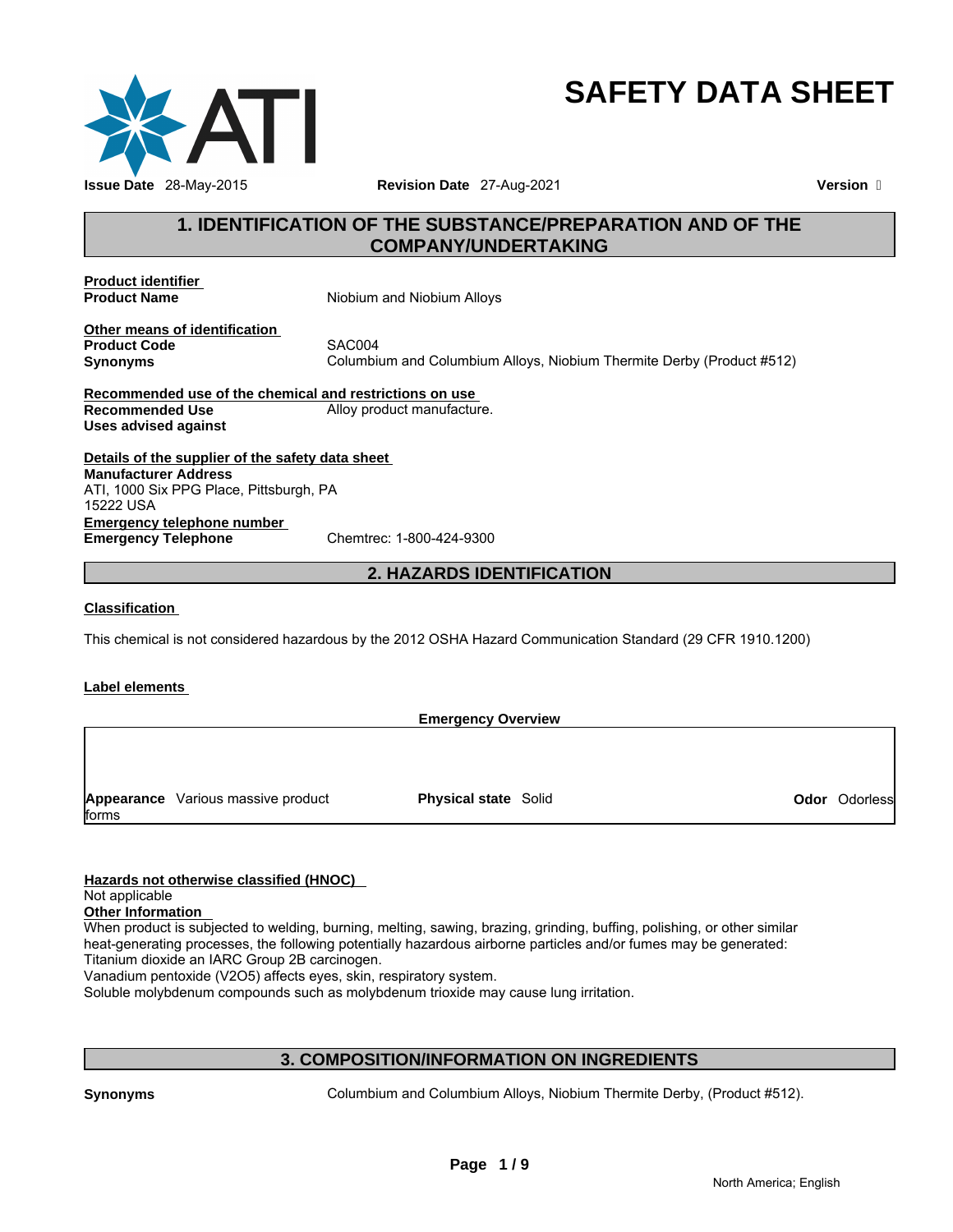# SAFETY DATA SHEET

**Issue Date** 28-May-2015 **Revision Date** 27-Aug-2021 **Version** 

## 1. IDENTIFICATION OF THE SUBSTANCE/PREPARATION AND OF THE COMPANY/UNDERTAKING

**Product identifier**

**Product Name** Niobium and Niobium Alloys

**Other means of identification**

**Product Code** SAC004

**Synonyms** Columbium and Columbium Alloys, Niobium Thermite Derby (Product #512)

**Recommended use of the chemical and restrictions on use**

**Recommended Use** Alloy product manufacture.

**Uses advised against**

**Details of the supplier of the safety data sheet**

**Manufacturer Address**
ATI, 1000 Six PPG Place, Pittsburgh, PA
15222 USA

**Emergency telephone number**

**Emergency Telephone** Chemtrec: 1-800-424-9300

## 2. HAZARDS IDENTIFICATION

**Classification**

This chemical is not considered hazardous by the 2012 OSHA Hazard Communication Standard (29 CFR 1910.1200)

**Label elements**

**Emergency Overview**

| **Appearance** Various massive product forms | **Physical state** Solid | **Odor** Odorless |
|---|---|---|

**Hazards not otherwise classified (HNOC)**

Not applicable

**Other Information**

When product is subjected to welding, burning, melting, sawing, brazing, grinding, buffing, polishing, or other similar heat-generating processes, the following potentially hazardous airborne particles and/or fumes may be generated:
Titanium dioxide an IARC Group 2B carcinogen.
Vanadium pentoxide ($V_2O_5$) affects eyes, skin, respiratory system.
Soluble molybdenum compounds such as molybdenum trioxide may cause lung irritation.

## 3. COMPOSITION/INFORMATION ON INGREDIENTS

**Synonyms** Columbium and Columbium Alloys, Niobium Thermite Derby, (Product #512).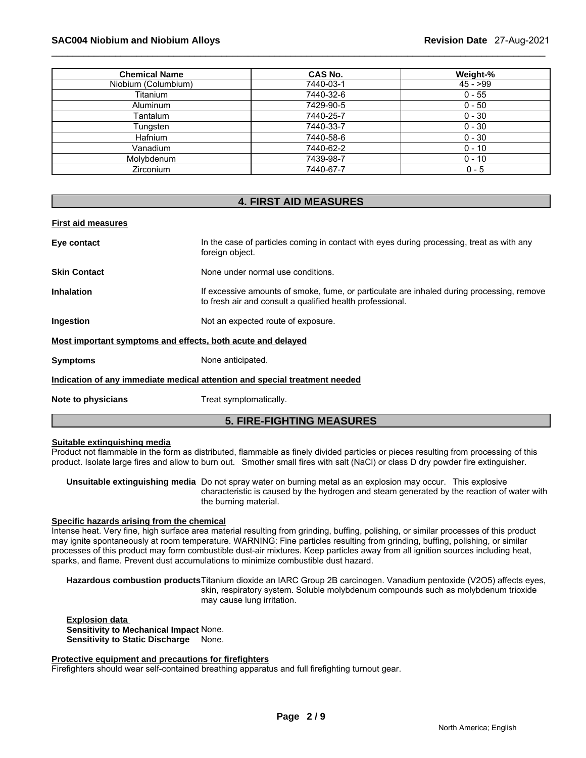| Chemical Name | CAS No. | Weight-% |
| --- | --- | --- |
| Niobium (Columbium) | 7440-03-1 | 45 - >99 |
| Titanium | 7440-32-6 | 0 - 55 |
| Aluminum | 7429-90-5 | 0 - 50 |
| Tantalum | 7440-25-7 | 0 - 30 |
| Tungsten | 7440-33-7 | 0 - 30 |
| Hafnium | 7440-58-6 | 0 - 30 |
| Vanadium | 7440-62-2 | 0 - 10 |
| Molybdenum | 7439-98-7 | 0 - 10 |
| Zirconium | 7440-67-7 | 0 - 5 |

## 4. FIRST AID MEASURES

**First aid measures**

**Eye contact** In the case of particles coming in contact with eyes during processing, treat as with any foreign object.

**Skin Contact** None under normal use conditions.

**Inhalation** If excessive amounts of smoke, fume, or particulate are inhaled during processing, remove to fresh air and consult a qualified health professional.

**Ingestion** Not an expected route of exposure.

**Most important symptoms and effects, both acute and delayed**

**Symptoms** None anticipated.

**Indication of any immediate medical attention and special treatment needed**

**Note to physicians** Treat symptomatically.

## 5. FIRE-FIGHTING MEASURES

**Suitable extinguishing media**

Product not flammable in the form as distributed, flammable as finely divided particles or pieces resulting from processing of this product. Isolate large fires and allow to burn out. Smother small fires with salt (NaCl) or class D dry powder fire extinguisher.

**Unsuitable extinguishing media** Do not spray water on burning metal as an explosion may occur. This explosive characteristic is caused by the hydrogen and steam generated by the reaction of water with the burning material.

**Specific hazards arising from the chemical**

Intense heat. Very fine, high surface area material resulting from grinding, buffing, polishing, or similar processes of this product may ignite spontaneously at room temperature. WARNING: Fine particles resulting from grinding, buffing, polishing, or similar processes of this product may form combustible dust-air mixtures. Keep particles away from all ignition sources including heat, sparks, and flame. Prevent dust accumulations to minimize combustible dust hazard.

**Hazardous combustion products** Titanium dioxide an IARC Group 2B carcinogen. Vanadium pentoxide ($V_2O_5$) affects eyes, skin, respiratory system. Soluble molybdenum compounds such as molybdenum trioxide may cause lung irritation.

**Explosion data**

**Sensitivity to Mechanical Impact** None.

**Sensitivity to Static Discharge** None.

**Protective equipment and precautions for firefighters**

Firefighters should wear self-contained breathing apparatus and full firefighting turnout gear.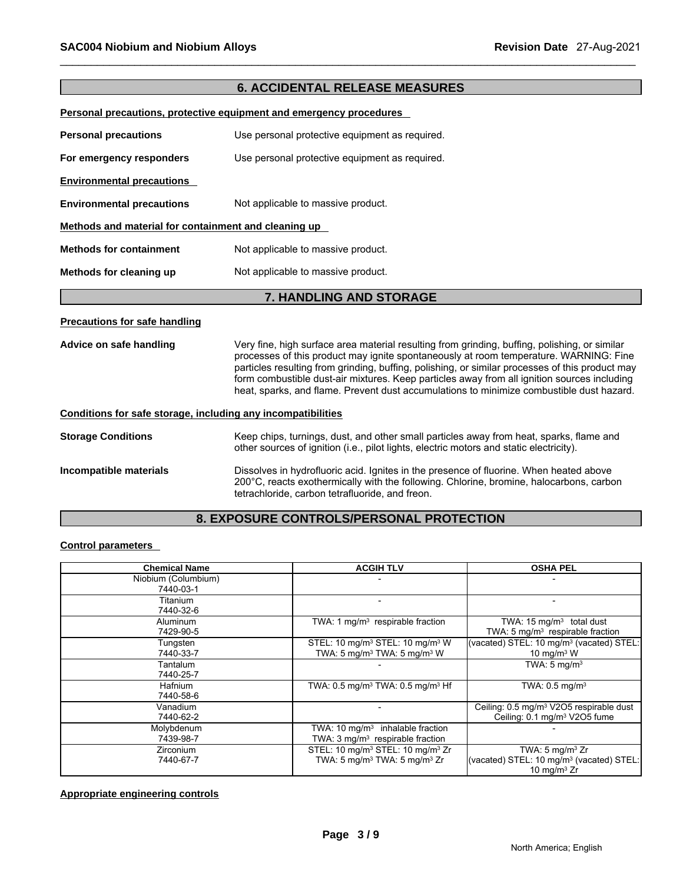## 6. ACCIDENTAL RELEASE MEASURES

**Personal precautions, protective equipment and emergency procedures**

**Personal precautions** Use personal protective equipment as required.

**For emergency responders** Use personal protective equipment as required.

**Environmental precautions**

**Environmental precautions** Not applicable to massive product.

**Methods and material for containment and cleaning up**

**Methods for containment** Not applicable to massive product.

**Methods for cleaning up** Not applicable to massive product.

## 7. HANDLING AND STORAGE

**Precautions for safe handling**

**Advice on safe handling** Very fine, high surface area material resulting from grinding, buffing, polishing, or similar processes of this product may ignite spontaneously at room temperature. WARNING: Fine particles resulting from grinding, buffing, polishing, or similar processes of this product may form combustible dust-air mixtures. Keep particles away from all ignition sources including heat, sparks, and flame. Prevent dust accumulations to minimize combustible dust hazard.

**Conditions for safe storage, including any incompatibilities**

**Storage Conditions** Keep chips, turnings, dust, and other small particles away from heat, sparks, flame and other sources of ignition (i.e., pilot lights, electric motors and static electricity).

**Incompatible materials** Dissolves in hydrofluoric acid. Ignites in the presence of fluorine. When heated above 200°C, reacts exothermically with the following. Chlorine, bromine, halocarbons, carbon tetrachloride, carbon tetrafluoride, and freon.

## 8. EXPOSURE CONTROLS/PERSONAL PROTECTION

**Control parameters**

| Chemical Name | ACGIH TLV | OSHA PEL |
|---|---|---|
| Niobium (Columbium) 7440-03-1 | - | - |
| Titanium 7440-32-6 | - | - |
| Aluminum 7429-90-5 | TWA: 1 mg/m³ respirable fraction | TWA: 15 mg/m³ total dust TWA: 5 mg/m³ respirable fraction |
| Tungsten 7440-33-7 | STEL: 10 mg/m³ STEL: 10 mg/m³ W TWA: 5 mg/m³ TWA: 5 mg/m³ W | (vacated) STEL: 10 mg/m³ (vacated) STEL: 10 mg/m³ W |
| Tantalum 7440-25-7 | - | TWA: 5 mg/m³ |
| Hafnium 7440-58-6 | TWA: 0.5 mg/m³ TWA: 0.5 mg/m³ Hf | TWA: 0.5 mg/m³ |
| Vanadium 7440-62-2 | - | Ceiling: 0.5 mg/m³ V2O5 respirable dust Ceiling: 0.1 mg/m³ V2O5 fume |
| Molybdenum 7439-98-7 | TWA: 10 mg/m³ inhalable fraction TWA: 3 mg/m³ respirable fraction | - |
| Zirconium 7440-67-7 | STEL: 10 mg/m³ STEL: 10 mg/m³ Zr TWA: 5 mg/m³ TWA: 5 mg/m³ Zr | TWA: 5 mg/m³ Zr (vacated) STEL: 10 mg/m³ (vacated) STEL: 10 mg/m³ Zr |

**Appropriate engineering controls**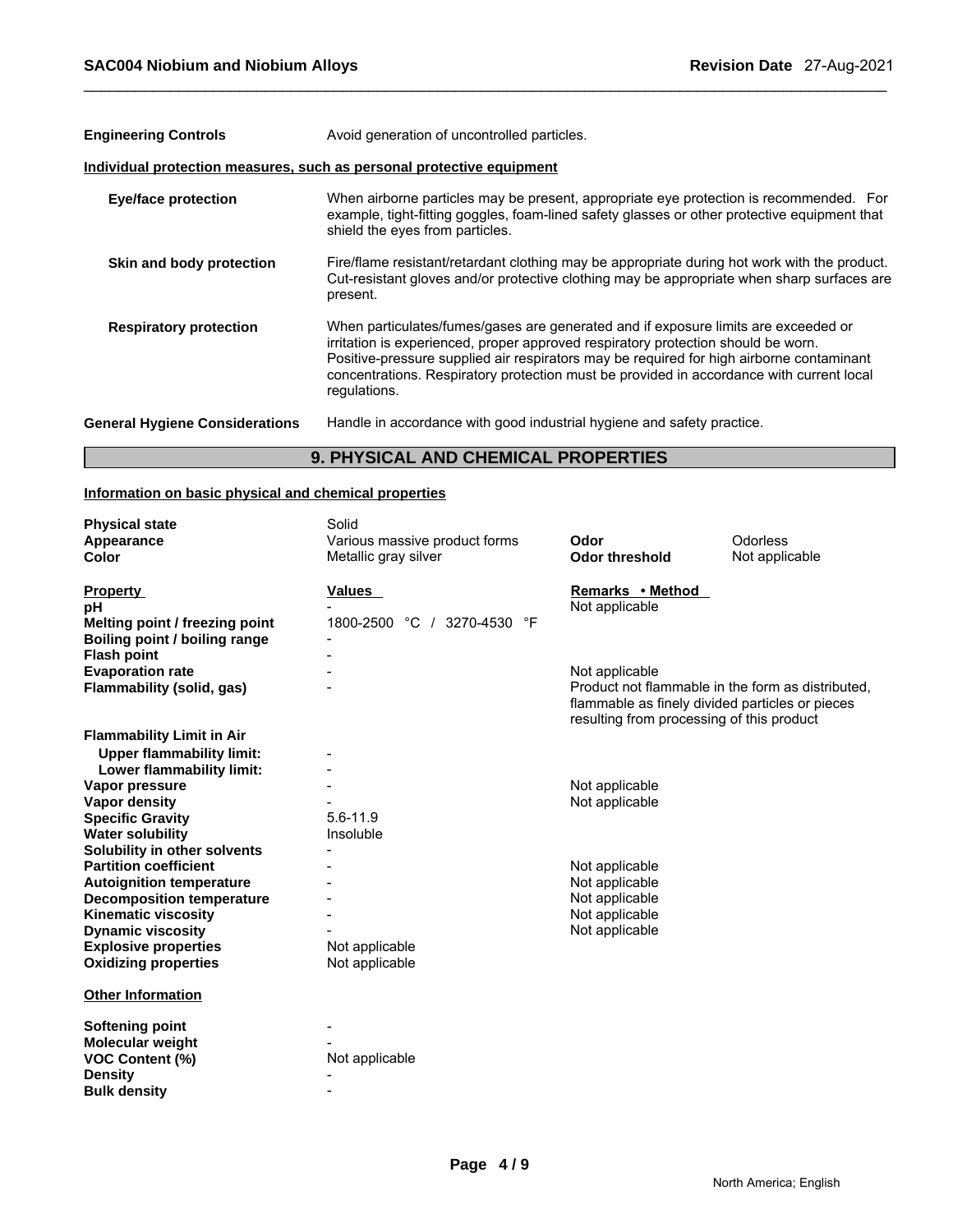**Engineering Controls** Avoid generation of uncontrolled particles.

**Individual protection measures, such as personal protective equipment**

| | |
|---|---|
| **Eye/face protection** | When airborne particles may be present, appropriate eye protection is recommended. For example, tight-fitting goggles, foam-lined safety glasses or other protective equipment that shield the eyes from particles. |
| **Skin and body protection** | Fire/flame resistant/retardant clothing may be appropriate during hot work with the product. Cut-resistant gloves and/or protective clothing may be appropriate when sharp surfaces are present. |
| **Respiratory protection** | When particulates/fumes/gases are generated and if exposure limits are exceeded or irritation is experienced, proper approved respiratory protection should be worn. Positive-pressure supplied air respirators may be required for high airborne contaminant concentrations. Respiratory protection must be provided in accordance with current local regulations. |

**General Hygiene Considerations** Handle in accordance with good industrial hygiene and safety practice.

## 9. PHYSICAL AND CHEMICAL PROPERTIES

**Information on basic physical and chemical properties**

| | | | |
|---|---|---|---|
| **Physical state** | Solid | | |
| **Appearance** | Various massive product forms | **Odor** | Odorless |
| **Color** | Metallic gray silver | **Odor threshold** | Not applicable |

| **Property** | **Values** | **Remarks • Method** |
|---|---|---|
| **pH** | - | Not applicable |
| **Melting point / freezing point** | 1800-2500 °C / 3270-4530 °F | |
| **Boiling point / boiling range** | - | |
| **Flash point** | - | |
| **Evaporation rate** | - | Not applicable |
| **Flammability (solid, gas)** | - | Product not flammable in the form as distributed, flammable as finely divided particles or pieces resulting from processing of this product |
| **Flammability Limit in Air** | | |
| **Upper flammability limit:** | - | |
| **Lower flammability limit:** | - | |
| **Vapor pressure** | - | Not applicable |
| **Vapor density** | - | Not applicable |
| **Specific Gravity** | 5.6-11.9 | |
| **Water solubility** | Insoluble | |
| **Solubility in other solvents** | - | |
| **Partition coefficient** | - | Not applicable |
| **Autoignition temperature** | - | Not applicable |
| **Decomposition temperature** | - | Not applicable |
| **Kinematic viscosity** | - | Not applicable |
| **Dynamic viscosity** | - | Not applicable |
| **Explosive properties** | Not applicable | |
| **Oxidizing properties** | Not applicable | |

**Other Information**

| | |
|---|---|
| **Softening point** | - |
| **Molecular weight** | - |
| **VOC Content (%)** | Not applicable |
| **Density** | - |
| **Bulk density** | - |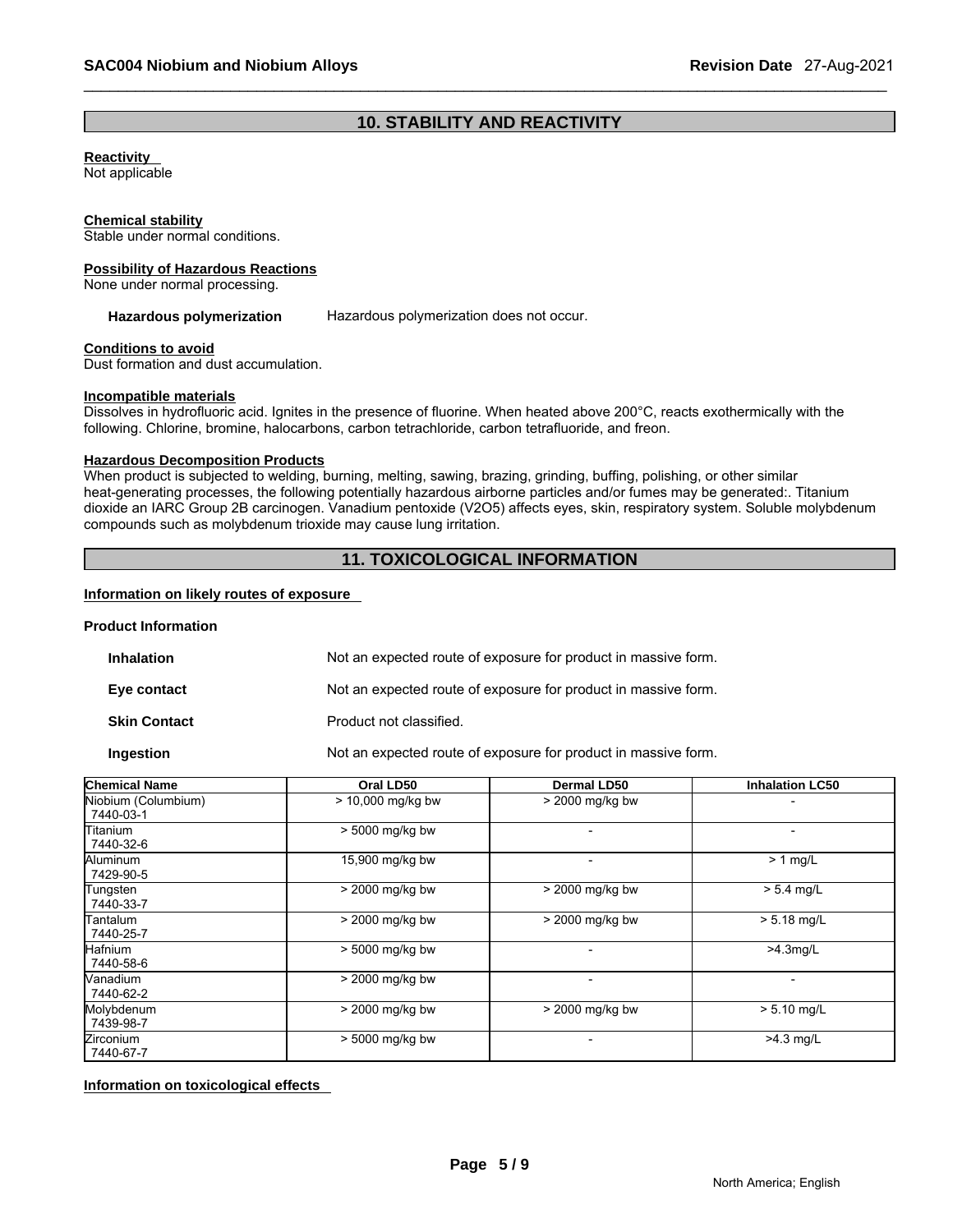## 10. STABILITY AND REACTIVITY

**Reactivity**
Not applicable

**Chemical stability**
Stable under normal conditions.

**Possibility of Hazardous Reactions**
None under normal processing.

**Hazardous polymerization** Hazardous polymerization does not occur.

**Conditions to avoid**
Dust formation and dust accumulation.

**Incompatible materials**
Dissolves in hydrofluoric acid. Ignites in the presence of fluorine. When heated above 200°C, reacts exothermically with the following. Chlorine, bromine, halocarbons, carbon tetrachloride, carbon tetrafluoride, and freon.

**Hazardous Decomposition Products**
When product is subjected to welding, burning, melting, sawing, brazing, grinding, buffing, polishing, or other similar heat-generating processes, the following potentially hazardous airborne particles and/or fumes may be generated:. Titanium dioxide an IARC Group 2B carcinogen. Vanadium pentoxide (V2O5) affects eyes, skin, respiratory system. Soluble molybdenum compounds such as molybdenum trioxide may cause lung irritation.

## 11. TOXICOLOGICAL INFORMATION

**Information on likely routes of exposure**

**Product Information**

**Inhalation** Not an expected route of exposure for product in massive form.

**Eye contact** Not an expected route of exposure for product in massive form.

**Skin Contact** Product not classified.

**Ingestion** Not an expected route of exposure for product in massive form.

| Chemical Name | Oral LD50 | Dermal LD50 | Inhalation LC50 |
|---|---|---|---|
| Niobium (Columbium) 7440-03-1 | > 10,000 mg/kg bw | > 2000 mg/kg bw | - |
| Titanium 7440-32-6 | > 5000 mg/kg bw | - | - |
| Aluminum 7429-90-5 | 15,900 mg/kg bw | - | > 1 mg/L |
| Tungsten 7440-33-7 | > 2000 mg/kg bw | > 2000 mg/kg bw | > 5.4 mg/L |
| Tantalum 7440-25-7 | > 2000 mg/kg bw | > 2000 mg/kg bw | > 5.18 mg/L |
| Hafnium 7440-58-6 | > 5000 mg/kg bw | - | >4.3mg/L |
| Vanadium 7440-62-2 | > 2000 mg/kg bw | - | - |
| Molybdenum 7439-98-7 | > 2000 mg/kg bw | > 2000 mg/kg bw | > 5.10 mg/L |
| Zirconium 7440-67-7 | > 5000 mg/kg bw | - | >4.3 mg/L |

**Information on toxicological effects**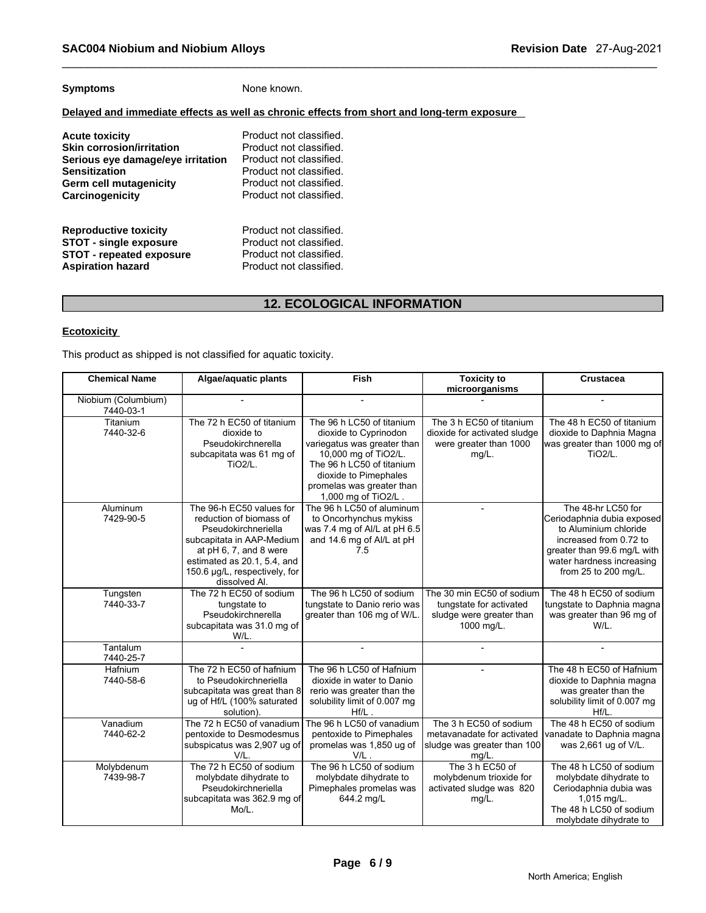**Symptoms** None known.

**Delayed and immediate effects as well as chronic effects from short and long-term exposure**

**Acute toxicity** Product not classified.
**Skin corrosion/irritation** Product not classified.
**Serious eye damage/eye irritation** Product not classified.
**Sensitization** Product not classified.
**Germ cell mutagenicity** Product not classified.
**Carcinogenicity** Product not classified.

**Reproductive toxicity** Product not classified.
**STOT - single exposure** Product not classified.
**STOT - repeated exposure** Product not classified.
**Aspiration hazard** Product not classified.

## 12. ECOLOGICAL INFORMATION

**Ecotoxicity**

This product as shipped is not classified for aquatic toxicity.

| Chemical Name | Algae/aquatic plants | Fish | Toxicity to microorganisms | Crustacea |
|---|---|---|---|---|
| Niobium (Columbium) 7440-03-1 | - | - | - | - |
| Titanium 7440-32-6 | The 72 h EC50 of titanium dioxide to Pseudokirchnerella subcapitata was 61 mg of TiO2/L. | The 96 h LC50 of titanium dioxide to Cyprinodon variegatus was greater than 10,000 mg of TiO2/L. The 96 h LC50 of titanium dioxide to Pimephales promelas was greater than 1,000 mg of TiO2/L . | The 3 h EC50 of titanium dioxide for activated sludge were greater than 1000 mg/L. | The 48 h EC50 of titanium dioxide to Daphnia Magna was greater than 1000 mg of TiO2/L. |
| Aluminum 7429-90-5 | The 96-h EC50 values for reduction of biomass of Pseudokirchneriella subcapitata in AAP-Medium at pH 6, 7, and 8 were estimated as 20.1, 5.4, and 150.6 µg/L, respectively, for dissolved Al. | The 96 h LC50 of aluminum to Oncorhynchus mykiss was 7.4 mg of Al/L at pH 6.5 and 14.6 mg of Al/L at pH 7.5 | - | The 48-hr LC50 for Ceriodaphnia dubia exposed to Aluminium chloride increased from 0.72 to greater than 99.6 mg/L with water hardness increasing from 25 to 200 mg/L. |
| Tungsten 7440-33-7 | The 72 h EC50 of sodium tungstate to Pseudokirchnerella subcapitata was 31.0 mg of W/L. | The 96 h LC50 of sodium tungstate to Danio rerio was greater than 106 mg of W/L. | The 30 min EC50 of sodium tungstate for activated sludge were greater than 1000 mg/L. | The 48 h EC50 of sodium tungstate to Daphnia magna was greater than 96 mg of W/L. |
| Tantalum 7440-25-7 | - | - | - | - |
| Hafnium 7440-58-6 | The 72 h EC50 of hafnium to Pseudokirchneriella subcapitata was great than 8 ug of Hf/L (100% saturated solution). | The 96 h LC50 of Hafnium dioxide in water to Danio rerio was greater than the solubility limit of 0.007 mg Hf/L . | - | The 48 h EC50 of Hafnium dioxide to Daphnia magna was greater than the solubility limit of 0.007 mg Hf/L. |
| Vanadium 7440-62-2 | The 72 h EC50 of vanadium pentoxide to Desmodesmus subspicatus was 2,907 ug of V/L. | The 96 h LC50 of vanadium pentoxide to Pimephales promelas was 1,850 ug of V/L . | The 3 h EC50 of sodium metavanadate for activated sludge was greater than 100 mg/L. | The 48 h EC50 of sodium vanadate to Daphnia magna was 2,661 ug of V/L. |
| Molybdenum 7439-98-7 | The 72 h EC50 of sodium molybdate dihydrate to Pseudokirchneriella subcapitata was 362.9 mg of Mo/L. | The 96 h LC50 of sodium molybdate dihydrate to Pimephales promelas was 644.2 mg/L | The 3 h EC50 of molybdenum trioxide for activated sludge was 820 mg/L. | The 48 h LC50 of sodium molybdate dihydrate to Ceriodaphnia dubia was 1,015 mg/L. The 48 h LC50 of sodium molybdate dihydrate to |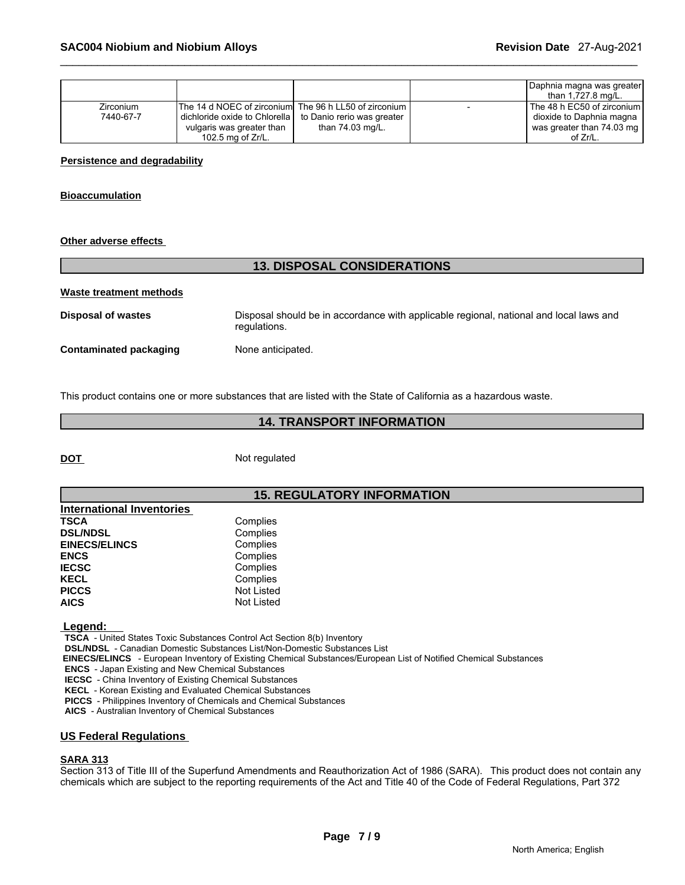| | | | | |
|---|---|---|---|---|
| | | | | Daphnia magna was greater than 1,727.8 mg/L. |
| Zirconium 7440-67-7 | The 14 d NOEC of zirconium dichloride oxide to Chlorella vulgaris was greater than 102.5 mg of Zr/L. | The 96 h LL50 of zirconium to Danio rerio was greater than 74.03 mg/L. | - | The 48 h EC50 of zirconium dioxide to Daphnia magna was greater than 74.03 mg of Zr/L. |

**Persistence and degradability**

**Bioaccumulation**

**Other adverse effects**

## 13. DISPOSAL CONSIDERATIONS

**Waste treatment methods**

**Disposal of wastes** Disposal should be in accordance with applicable regional, national and local laws and regulations.

**Contaminated packaging** None anticipated.

This product contains one or more substances that are listed with the State of California as a hazardous waste.

## 14. TRANSPORT INFORMATION

**DOT** Not regulated

## 15. REGULATORY INFORMATION

**International Inventories**

| | |
|---|---|
| **TSCA** | Complies |
| **DSL/NDSL** | Complies |
| **EINECS/ELINCS** | Complies |
| **ENCS** | Complies |
| **IECSC** | Complies |
| **KECL** | Complies |
| **PICCS** | Not Listed |
| **AICS** | Not Listed |

**Legend:**

**TSCA** - United States Toxic Substances Control Act Section 8(b) Inventory
**DSL/NDSL** - Canadian Domestic Substances List/Non-Domestic Substances List
**EINECS/ELINCS** - European Inventory of Existing Chemical Substances/European List of Notified Chemical Substances
**ENCS** - Japan Existing and New Chemical Substances
**IECSC** - China Inventory of Existing Chemical Substances
**KECL** - Korean Existing and Evaluated Chemical Substances
**PICCS** - Philippines Inventory of Chemicals and Chemical Substances
**AICS** - Australian Inventory of Chemical Substances

**US Federal Regulations**

**SARA 313**

Section 313 of Title III of the Superfund Amendments and Reauthorization Act of 1986 (SARA). This product does not contain any chemicals which are subject to the reporting requirements of the Act and Title 40 of the Code of Federal Regulations, Part 372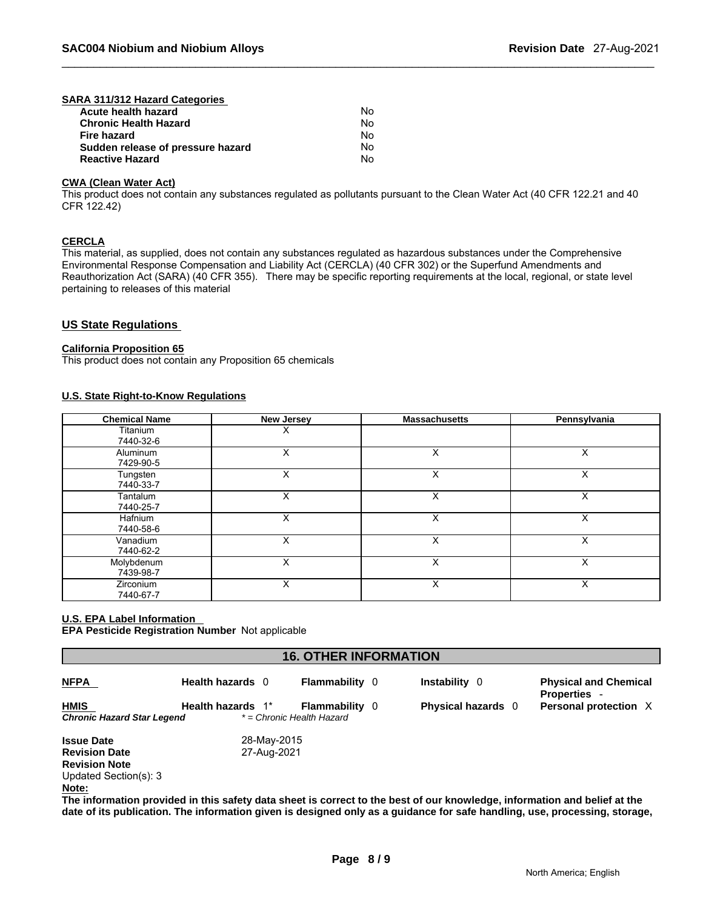**SARA 311/312 Hazard Categories**

| | |
|---|---|
| **Acute health hazard** | No |
| **Chronic Health Hazard** | No |
| **Fire hazard** | No |
| **Sudden release of pressure hazard** | No |
| **Reactive Hazard** | No |

**CWA (Clean Water Act)**

This product does not contain any substances regulated as pollutants pursuant to the Clean Water Act (40 CFR 122.21 and 40 CFR 122.42)

**CERCLA**

This material, as supplied, does not contain any substances regulated as hazardous substances under the Comprehensive Environmental Response Compensation and Liability Act (CERCLA) (40 CFR 302) or the Superfund Amendments and Reauthorization Act (SARA) (40 CFR 355). There may be specific reporting requirements at the local, regional, or state level pertaining to releases of this material

## US State Regulations

**California Proposition 65**

This product does not contain any Proposition 65 chemicals

**U.S. State Right-to-Know Regulations**

| Chemical Name | New Jersey | Massachusetts | Pennsylvania |
|---|---|---|---|
| Titanium 7440-32-6 | X | | |
| Aluminum 7429-90-5 | X | X | X |
| Tungsten 7440-33-7 | X | X | X |
| Tantalum 7440-25-7 | X | X | X |
| Hafnium 7440-58-6 | X | X | X |
| Vanadium 7440-62-2 | X | X | X |
| Molybdenum 7439-98-7 | X | X | X |
| Zirconium 7440-67-7 | X | X | X |

**U.S. EPA Label Information**

**EPA Pesticide Registration Number** Not applicable

## 16. OTHER INFORMATION

| | | | | |
|---|---|---|---|---|
| **NFPA** | **Health hazards** 0 | **Flammability** 0 | **Instability** 0 | **Physical and Chemical Properties** - |
| **HMIS** | **Health hazards** 1* | **Flammability** 0 | **Physical hazards** 0 | **Personal protection** X |
| ***Chronic Hazard Star Legend*** | *\* = Chronic Health Hazard* | | | |

**Issue Date** 28-May-2015
**Revision Date** 27-Aug-2021
**Revision Note**
Updated Section(s): 3

**Note:**

**The information provided in this safety data sheet is correct to the best of our knowledge, information and belief at the date of its publication. The information given is designed only as a guidance for safe handling, use, processing, storage,**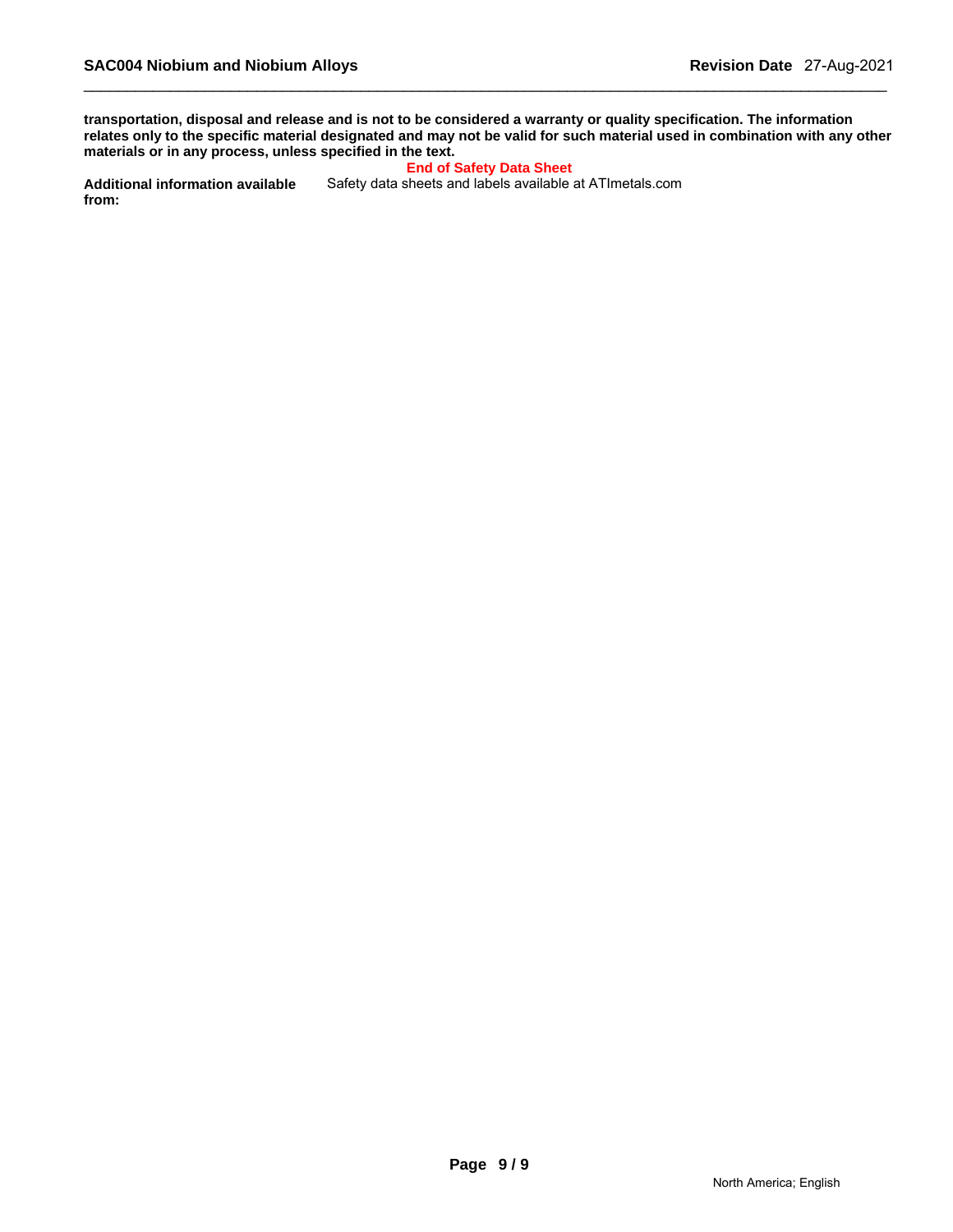**transportation, disposal and release and is not to be considered a warranty or quality specification. The information relates only to the specific material designated and may not be valid for such material used in combination with any other materials or in any process, unless specified in the text.**

**End of Safety Data Sheet**

**Additional information available from:** Safety data sheets and labels available at ATImetals.com

North America; English